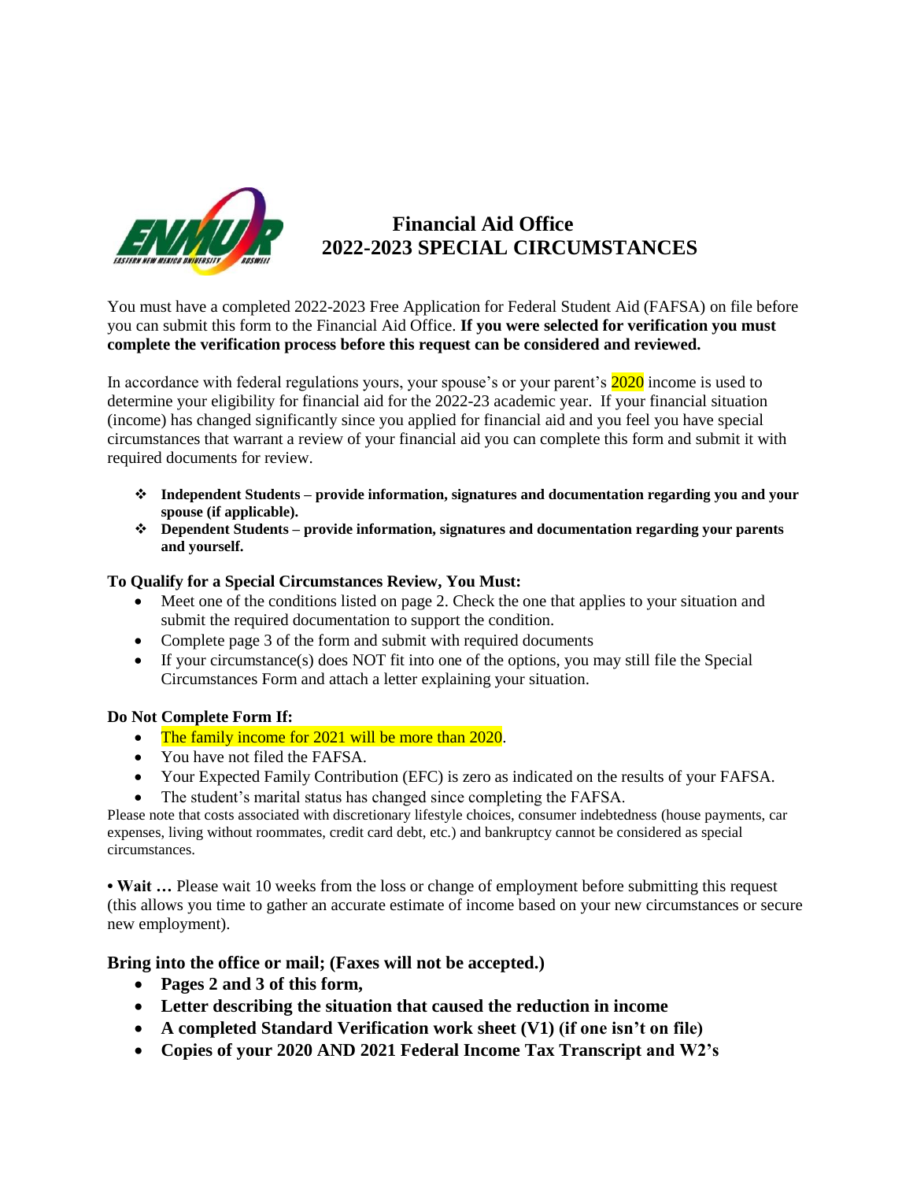# Financial Aid Office
# 2022-2023 SPECIAL CIRCUMSTANCES

You must have a completed 2022-2023 Free Application for Federal Student Aid (FAFSA) on file before you can submit this form to the Financial Aid Office. **If you were selected for verification you must complete the verification process before this request can be considered and reviewed.**

In accordance with federal regulations yours, your spouse's or your parent's 2020 income is used to determine your eligibility for financial aid for the 2022-23 academic year. If your financial situation (income) has changed significantly since you applied for financial aid and you feel you have special circumstances that warrant a review of your financial aid you can complete this form and submit it with required documents for review.

- **Independent Students – provide information, signatures and documentation regarding you and your spouse (if applicable).**
- **Dependent Students – provide information, signatures and documentation regarding your parents and yourself.**

**To Qualify for a Special Circumstances Review, You Must:**

- Meet one of the conditions listed on page 2. Check the one that applies to your situation and submit the required documentation to support the condition.
- Complete page 3 of the form and submit with required documents
- If your circumstance(s) does NOT fit into one of the options, you may still file the Special Circumstances Form and attach a letter explaining your situation.

**Do Not Complete Form If:**

- The family income for 2021 will be more than 2020.
- You have not filed the FAFSA.
- Your Expected Family Contribution (EFC) is zero as indicated on the results of your FAFSA.
- The student's marital status has changed since completing the FAFSA.

Please note that costs associated with discretionary lifestyle choices, consumer indebtedness (house payments, car expenses, living without roommates, credit card debt, etc.) and bankruptcy cannot be considered as special circumstances.

• **Wait …** Please wait 10 weeks from the loss or change of employment before submitting this request (this allows you time to gather an accurate estimate of income based on your new circumstances or secure new employment).

**Bring into the office or mail; (Faxes will not be accepted.)**

- **Pages 2 and 3 of this form,**
- **Letter describing the situation that caused the reduction in income**
- **A completed Standard Verification work sheet (V1) (if one isn't on file)**
- **Copies of your 2020 AND 2021 Federal Income Tax Transcript and W2's**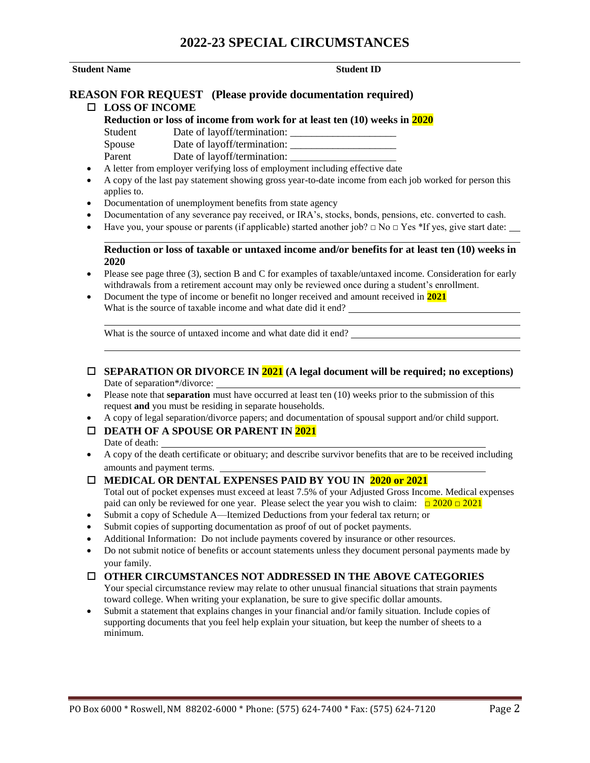# 2022-23 SPECIAL CIRCUMSTANCES

**Student Name** **Student ID**

## REASON FOR REQUEST (Please provide documentation required)

☐ **LOSS OF INCOME**

**Reduction or loss of income from work for at least ten (10) weeks in 2020**

Student Date of layoff/termination: ____________________

Spouse Date of layoff/termination: ____________________

Parent Date of layoff/termination: ____________________

- A letter from employer verifying loss of employment including effective date
- A copy of the last pay statement showing gross year-to-date income from each job worked for person this applies to.
- Documentation of unemployment benefits from state agency
- Documentation of any severance pay received, or IRA's, stocks, bonds, pensions, etc. converted to cash.
- Have you, your spouse or parents (if applicable) started another job? □ No □ Yes *If yes, give start date: ___

**Reduction or loss of taxable or untaxed income and/or benefits for at least ten (10) weeks in 2020**

- Please see page three (3), section B and C for examples of taxable/untaxed income. Consideration for early withdrawals from a retirement account may only be reviewed once during a student's enrollment.
- Document the type of income or benefit no longer received and amount received in **2021**
  What is the source of taxable income and what date did it end? ____________________

  What is the source of untaxed income and what date did it end? ____________________

☐ **SEPARATION OR DIVORCE IN 2021 (A legal document will be required; no exceptions)**

Date of separation*/divorce: ____________________

- Please note that **separation** must have occurred at least ten (10) weeks prior to the submission of this request **and** you must be residing in separate households.
- A copy of legal separation/divorce papers; and documentation of spousal support and/or child support.

☐ **DEATH OF A SPOUSE OR PARENT IN 2021**

Date of death: ____________________

- A copy of the death certificate or obituary; and describe survivor benefits that are to be received including amounts and payment terms. ____________________

☐ **MEDICAL OR DENTAL EXPENSES PAID BY YOU IN 2020 or 2021**

Total out of pocket expenses must exceed at least 7.5% of your Adjusted Gross Income. Medical expenses paid can only be reviewed for one year. Please select the year you wish to claim: □ 2020 □ 2021

- Submit a copy of Schedule A—Itemized Deductions from your federal tax return; or
- Submit copies of supporting documentation as proof of out of pocket payments.
- Additional Information: Do not include payments covered by insurance or other resources.
- Do not submit notice of benefits or account statements unless they document personal payments made by your family.

☐ **OTHER CIRCUMSTANCES NOT ADDRESSED IN THE ABOVE CATEGORIES**

Your special circumstance review may relate to other unusual financial situations that strain payments toward college. When writing your explanation, be sure to give specific dollar amounts.

- Submit a statement that explains changes in your financial and/or family situation. Include copies of supporting documents that you feel help explain your situation, but keep the number of sheets to a minimum.

PO Box 6000 * Roswell, NM 88202-6000 * Phone: (575) 624-7400 * Fax: (575) 624-7120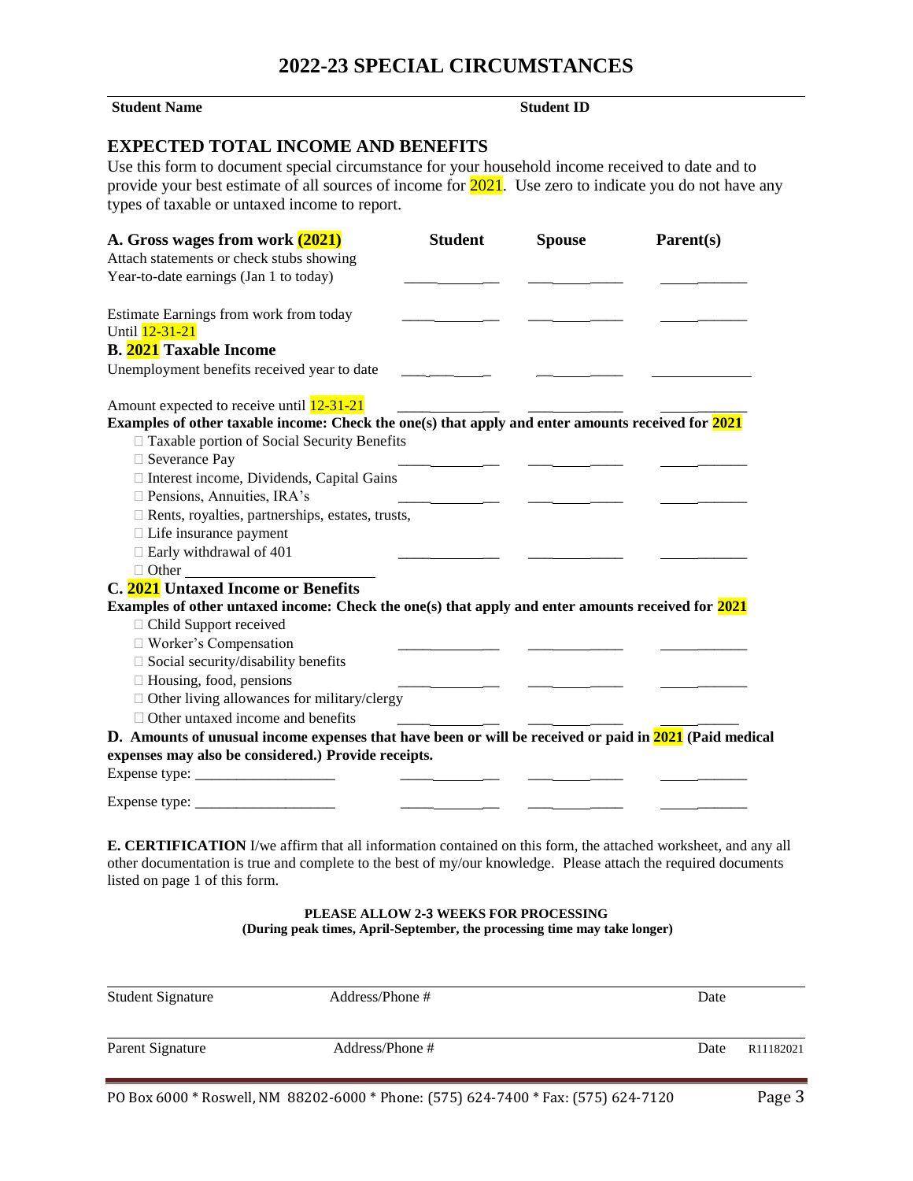# 2022-23 SPECIAL CIRCUMSTANCES

**Student Name** **Student ID**

## EXPECTED TOTAL INCOME AND BENEFITS

Use this form to document special circumstance for your household income received to date and to provide your best estimate of all sources of income for 2021. Use zero to indicate you do not have any types of taxable or untaxed income to report.

| **A. Gross wages from work (2021)** | **Student** | **Spouse** | **Parent(s)** |
|---|---|---|---|
| Attach statements or check stubs showing Year-to-date earnings (Jan 1 to today) | ________ | ________ | ________ |
| Estimate Earnings from work from today Until 12-31-21 | ________ | ________ | ________ |

**B. 2021 Taxable Income**

| | | | |
|---|---|---|---|
| Unemployment benefits received year to date | ________ | ________ | ________ |
| Amount expected to receive until 12-31-21 | ________ | ________ | ________ |

**Examples of other taxable income: Check the one(s) that apply and enter amounts received for 2021**

| | | | |
|---|---|---|---|
| ☐ Taxable portion of Social Security Benefits | | | |
| ☐ Severance Pay | ________ | ________ | ________ |
| ☐ Interest income, Dividends, Capital Gains | | | |
| ☐ Pensions, Annuities, IRA's | ________ | ________ | ________ |
| ☐ Rents, royalties, partnerships, estates, trusts, | | | |
| ☐ Life insurance payment | | | |
| ☐ Early withdrawal of 401 | ________ | ________ | ________ |
| ☐ Other ______________________ | | | |

**C. 2021 Untaxed Income or Benefits**

**Examples of other untaxed income: Check the one(s) that apply and enter amounts received for 2021**

| | | | |
|---|---|---|---|
| ☐ Child Support received | | | |
| ☐ Worker's Compensation | ________ | ________ | ________ |
| ☐ Social security/disability benefits | | | |
| ☐ Housing, food, pensions | ________ | ________ | ________ |
| ☐ Other living allowances for military/clergy | | | |
| ☐ Other untaxed income and benefits | ________ | ________ | ________ |

**D. Amounts of unusual income expenses that have been or will be received or paid in 2021 (Paid medical expenses may also be considered.) Provide receipts.**

| | | | |
|---|---|---|---|
| Expense type: __________________ | ________ | ________ | ________ |
| Expense type: __________________ | ________ | ________ | ________ |

**E. CERTIFICATION** I/we affirm that all information contained on this form, the attached worksheet, and any all other documentation is true and complete to the best of my/our knowledge. Please attach the required documents listed on page 1 of this form.

**PLEASE ALLOW 2-3 WEEKS FOR PROCESSING**
**(During peak times, April-September, the processing time may take longer)**

Student Signature    Address/Phone #    Date

Parent Signature    Address/Phone #    Date    R11182021

PO Box 6000 * Roswell, NM 88202-6000 * Phone: (575) 624-7400 * Fax: (575) 624-7120